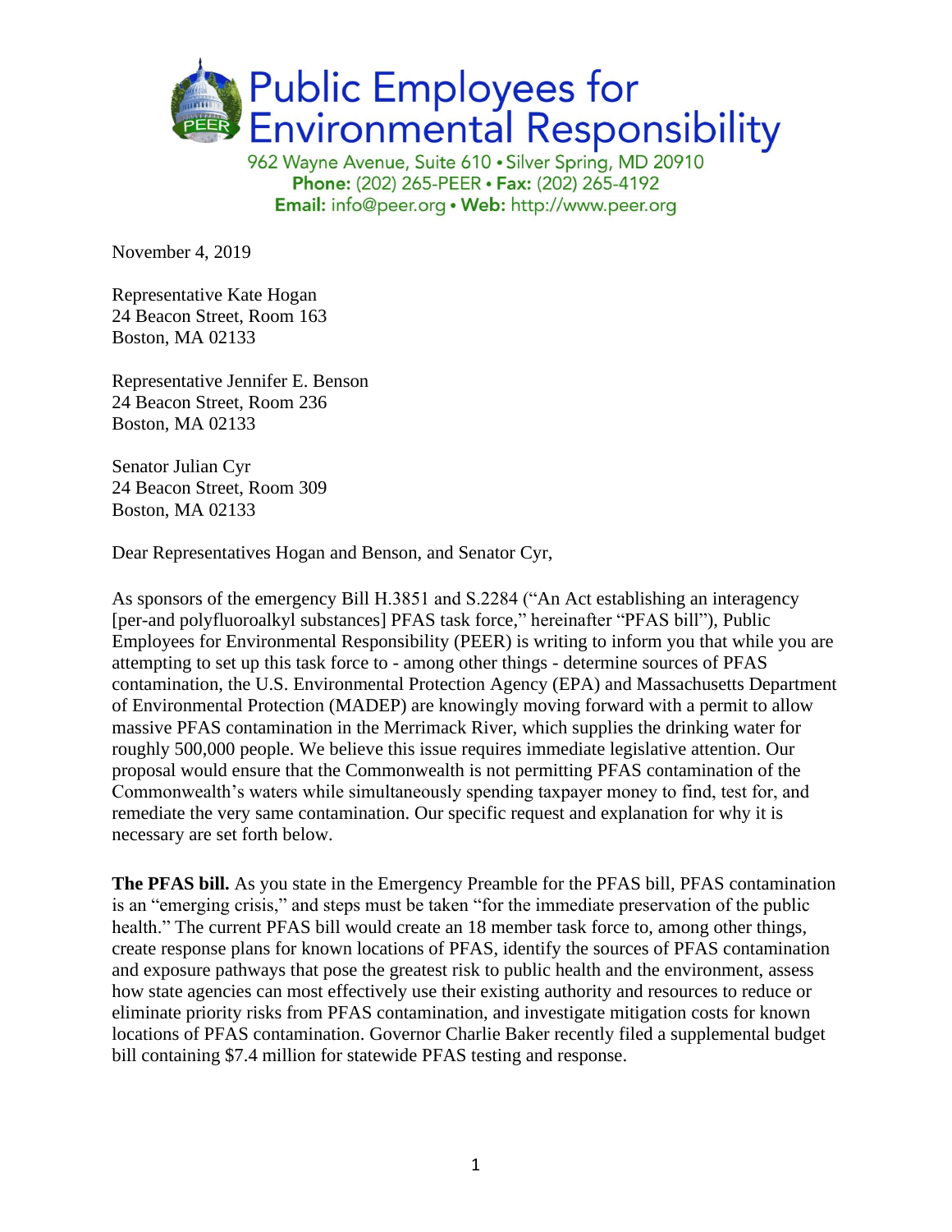# Public Employees for Environmental Responsibility

962 Wayne Avenue, Suite 610 • Silver Spring, MD 20910
**Phone:** (202) 265-PEER • **Fax:** (202) 265-4192
**Email:** info@peer.org • **Web:** http://www.peer.org

November 4, 2019

Representative Kate Hogan
24 Beacon Street, Room 163
Boston, MA 02133

Representative Jennifer E. Benson
24 Beacon Street, Room 236
Boston, MA 02133

Senator Julian Cyr
24 Beacon Street, Room 309
Boston, MA 02133

Dear Representatives Hogan and Benson, and Senator Cyr,

As sponsors of the emergency Bill H.3851 and S.2284 ("An Act establishing an interagency [per-and polyfluoroalkyl substances] PFAS task force," hereinafter "PFAS bill"), Public Employees for Environmental Responsibility (PEER) is writing to inform you that while you are attempting to set up this task force to - among other things - determine sources of PFAS contamination, the U.S. Environmental Protection Agency (EPA) and Massachusetts Department of Environmental Protection (MADEP) are knowingly moving forward with a permit to allow massive PFAS contamination in the Merrimack River, which supplies the drinking water for roughly 500,000 people. We believe this issue requires immediate legislative attention. Our proposal would ensure that the Commonwealth is not permitting PFAS contamination of the Commonwealth's waters while simultaneously spending taxpayer money to find, test for, and remediate the very same contamination. Our specific request and explanation for why it is necessary are set forth below.

**The PFAS bill.** As you state in the Emergency Preamble for the PFAS bill, PFAS contamination is an "emerging crisis," and steps must be taken "for the immediate preservation of the public health." The current PFAS bill would create an 18 member task force to, among other things, create response plans for known locations of PFAS, identify the sources of PFAS contamination and exposure pathways that pose the greatest risk to public health and the environment, assess how state agencies can most effectively use their existing authority and resources to reduce or eliminate priority risks from PFAS contamination, and investigate mitigation costs for known locations of PFAS contamination. Governor Charlie Baker recently filed a supplemental budget bill containing $7.4 million for statewide PFAS testing and response.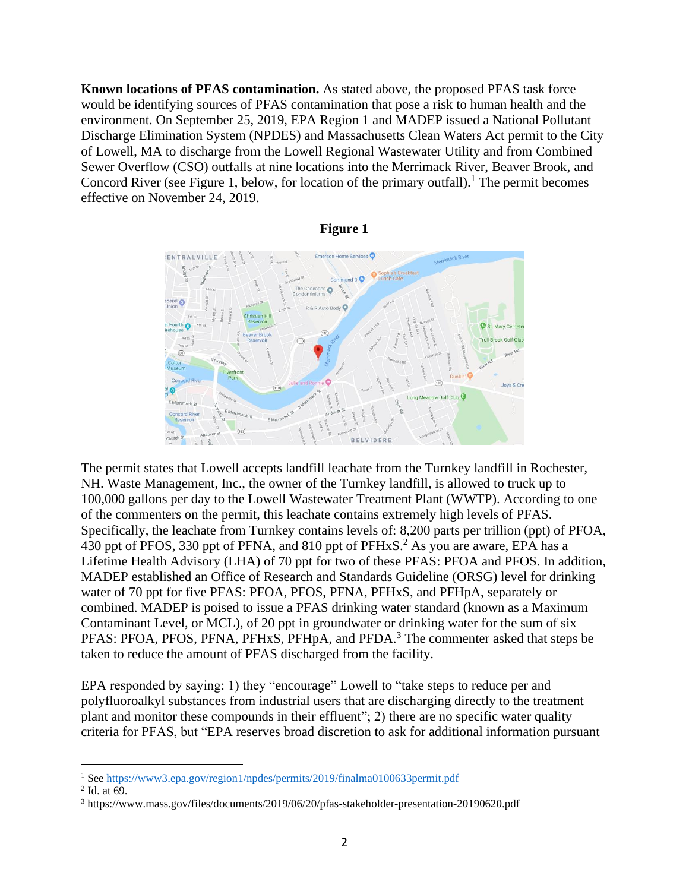**Known locations of PFAS contamination.** As stated above, the proposed PFAS task force would be identifying sources of PFAS contamination that pose a risk to human health and the environment. On September 25, 2019, EPA Region 1 and MADEP issued a National Pollutant Discharge Elimination System (NPDES) and Massachusetts Clean Waters Act permit to the City of Lowell, MA to discharge from the Lowell Regional Wastewater Utility and from Combined Sewer Overflow (CSO) outfalls at nine locations into the Merrimack River, Beaver Brook, and Concord River (see Figure 1, below, for location of the primary outfall).[1] The permit becomes effective on November 24, 2019.

**Figure 1**

The permit states that Lowell accepts landfill leachate from the Turnkey landfill in Rochester, NH. Waste Management, Inc., the owner of the Turnkey landfill, is allowed to truck up to 100,000 gallons per day to the Lowell Wastewater Treatment Plant (WWTP). According to one of the commenters on the permit, this leachate contains extremely high levels of PFAS. Specifically, the leachate from Turnkey contains levels of: 8,200 parts per trillion (ppt) of PFOA, 430 ppt of PFOS, 330 ppt of PFNA, and 810 ppt of PFHxS.[2] As you are aware, EPA has a Lifetime Health Advisory (LHA) of 70 ppt for two of these PFAS: PFOA and PFOS. In addition, MADEP established an Office of Research and Standards Guideline (ORSG) level for drinking water of 70 ppt for five PFAS: PFOA, PFOS, PFNA, PFHxS, and PFHpA, separately or combined. MADEP is poised to issue a PFAS drinking water standard (known as a Maximum Contaminant Level, or MCL), of 20 ppt in groundwater or drinking water for the sum of six PFAS: PFOA, PFOS, PFNA, PFHxS, PFHpA, and PFDA.[3] The commenter asked that steps be taken to reduce the amount of PFAS discharged from the facility.

EPA responded by saying: 1) they "encourage" Lowell to "take steps to reduce per and polyfluoroalkyl substances from industrial users that are discharging directly to the treatment plant and monitor these compounds in their effluent"; 2) there are no specific water quality criteria for PFAS, but "EPA reserves broad discretion to ask for additional information pursuant

---

[1] See https://www3.epa.gov/region1/npdes/permits/2019/finalma0100633permit.pdf

[2] Id. at 69.

[3] https://www.mass.gov/files/documents/2019/06/20/pfas-stakeholder-presentation-20190620.pdf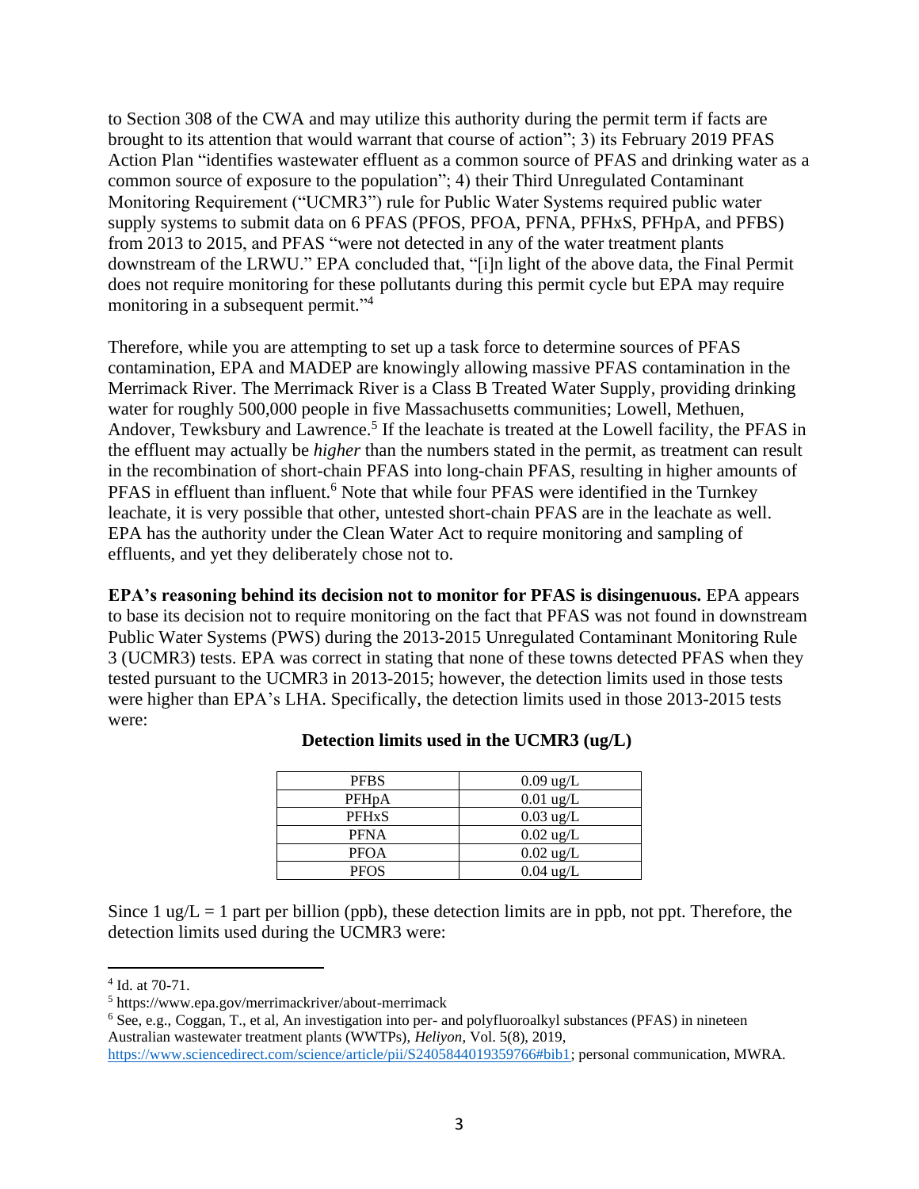to Section 308 of the CWA and may utilize this authority during the permit term if facts are brought to its attention that would warrant that course of action"; 3) its February 2019 PFAS Action Plan "identifies wastewater effluent as a common source of PFAS and drinking water as a common source of exposure to the population"; 4) their Third Unregulated Contaminant Monitoring Requirement ("UCMR3") rule for Public Water Systems required public water supply systems to submit data on 6 PFAS (PFOS, PFOA, PFNA, PFHxS, PFHpA, and PFBS) from 2013 to 2015, and PFAS "were not detected in any of the water treatment plants downstream of the LRWU." EPA concluded that, "[i]n light of the above data, the Final Permit does not require monitoring for these pollutants during this permit cycle but EPA may require monitoring in a subsequent permit."[4]

Therefore, while you are attempting to set up a task force to determine sources of PFAS contamination, EPA and MADEP are knowingly allowing massive PFAS contamination in the Merrimack River. The Merrimack River is a Class B Treated Water Supply, providing drinking water for roughly 500,000 people in five Massachusetts communities; Lowell, Methuen, Andover, Tewksbury and Lawrence.[5] If the leachate is treated at the Lowell facility, the PFAS in the effluent may actually be *higher* than the numbers stated in the permit, as treatment can result in the recombination of short-chain PFAS into long-chain PFAS, resulting in higher amounts of PFAS in effluent than influent.[6] Note that while four PFAS were identified in the Turnkey leachate, it is very possible that other, untested short-chain PFAS are in the leachate as well. EPA has the authority under the Clean Water Act to require monitoring and sampling of effluents, and yet they deliberately chose not to.

**EPA's reasoning behind its decision not to monitor for PFAS is disingenuous.** EPA appears to base its decision not to require monitoring on the fact that PFAS was not found in downstream Public Water Systems (PWS) during the 2013-2015 Unregulated Contaminant Monitoring Rule 3 (UCMR3) tests. EPA was correct in stating that none of these towns detected PFAS when they tested pursuant to the UCMR3 in 2013-2015; however, the detection limits used in those tests were higher than EPA's LHA. Specifically, the detection limits used in those 2013-2015 tests were:

**Detection limits used in the UCMR3 (ug/L)**

| | |
|---|---|
| PFBS | 0.09 ug/L |
| PFHpA | 0.01 ug/L |
| PFHxS | 0.03 ug/L |
| PFNA | 0.02 ug/L |
| PFOA | 0.02 ug/L |
| PFOS | 0.04 ug/L |

Since 1 ug/L = 1 part per billion (ppb), these detection limits are in ppb, not ppt. Therefore, the detection limits used during the UCMR3 were:

---

[4] Id. at 70-71.

[5] https://www.epa.gov/merrimackriver/about-merrimack

[6] See, e.g., Coggan, T., et al, An investigation into per- and polyfluoroalkyl substances (PFAS) in nineteen Australian wastewater treatment plants (WWTPs), *Heliyon*, Vol. 5(8), 2019, https://www.sciencedirect.com/science/article/pii/S2405844019359766#bib1; personal communication, MWRA.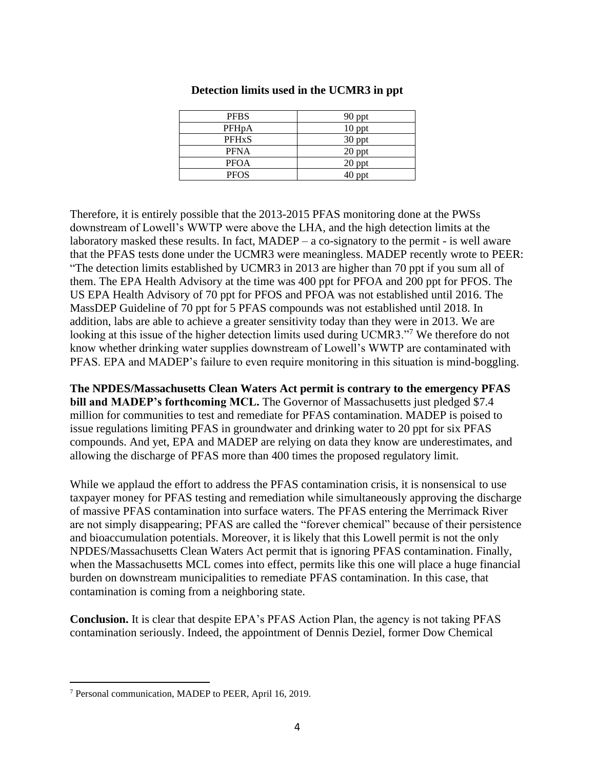**Detection limits used in the UCMR3 in ppt**

| | |
|---|---|
| PFBS | 90 ppt |
| PFHpA | 10 ppt |
| PFHxS | 30 ppt |
| PFNA | 20 ppt |
| PFOA | 20 ppt |
| PFOS | 40 ppt |

Therefore, it is entirely possible that the 2013-2015 PFAS monitoring done at the PWSs downstream of Lowell's WWTP were above the LHA, and the high detection limits at the laboratory masked these results. In fact, MADEP – a co-signatory to the permit - is well aware that the PFAS tests done under the UCMR3 were meaningless. MADEP recently wrote to PEER: "The detection limits established by UCMR3 in 2013 are higher than 70 ppt if you sum all of them. The EPA Health Advisory at the time was 400 ppt for PFOA and 200 ppt for PFOS. The US EPA Health Advisory of 70 ppt for PFOS and PFOA was not established until 2016. The MassDEP Guideline of 70 ppt for 5 PFAS compounds was not established until 2018. In addition, labs are able to achieve a greater sensitivity today than they were in 2013. We are looking at this issue of the higher detection limits used during UCMR3."[7] We therefore do not know whether drinking water supplies downstream of Lowell's WWTP are contaminated with PFAS. EPA and MADEP's failure to even require monitoring in this situation is mind-boggling.

**The NPDES/Massachusetts Clean Waters Act permit is contrary to the emergency PFAS bill and MADEP's forthcoming MCL.** The Governor of Massachusetts just pledged $7.4 million for communities to test and remediate for PFAS contamination. MADEP is poised to issue regulations limiting PFAS in groundwater and drinking water to 20 ppt for six PFAS compounds. And yet, EPA and MADEP are relying on data they know are underestimates, and allowing the discharge of PFAS more than 400 times the proposed regulatory limit.

While we applaud the effort to address the PFAS contamination crisis, it is nonsensical to use taxpayer money for PFAS testing and remediation while simultaneously approving the discharge of massive PFAS contamination into surface waters. The PFAS entering the Merrimack River are not simply disappearing; PFAS are called the "forever chemical" because of their persistence and bioaccumulation potentials. Moreover, it is likely that this Lowell permit is not the only NPDES/Massachusetts Clean Waters Act permit that is ignoring PFAS contamination. Finally, when the Massachusetts MCL comes into effect, permits like this one will place a huge financial burden on downstream municipalities to remediate PFAS contamination. In this case, that contamination is coming from a neighboring state.

**Conclusion.** It is clear that despite EPA's PFAS Action Plan, the agency is not taking PFAS contamination seriously. Indeed, the appointment of Dennis Deziel, former Dow Chemical

[7] Personal communication, MADEP to PEER, April 16, 2019.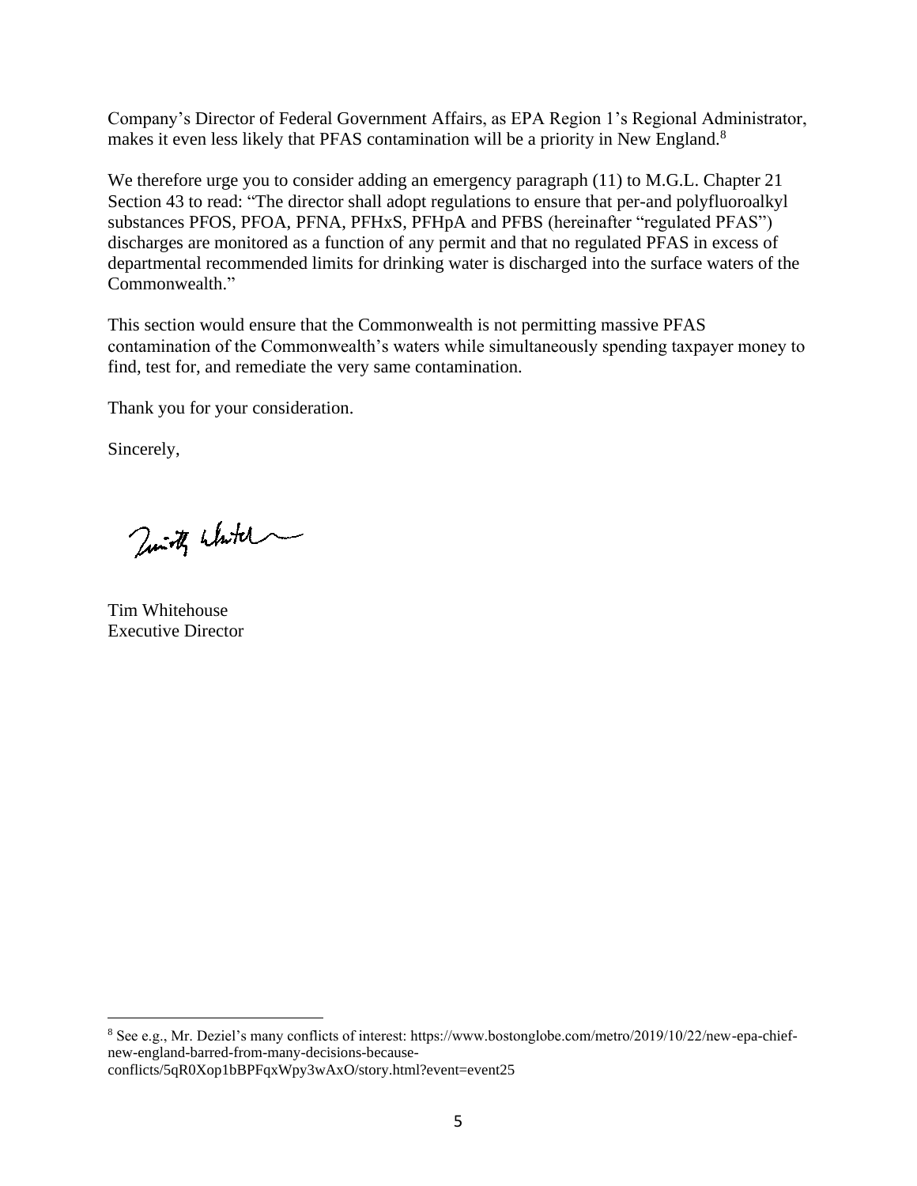Company's Director of Federal Government Affairs, as EPA Region 1's Regional Administrator, makes it even less likely that PFAS contamination will be a priority in New England.[8]

We therefore urge you to consider adding an emergency paragraph (11) to M.G.L. Chapter 21 Section 43 to read: "The director shall adopt regulations to ensure that per-and polyfluoroalkyl substances PFOS, PFOA, PFNA, PFHxS, PFHpA and PFBS (hereinafter "regulated PFAS") discharges are monitored as a function of any permit and that no regulated PFAS in excess of departmental recommended limits for drinking water is discharged into the surface waters of the Commonwealth."

This section would ensure that the Commonwealth is not permitting massive PFAS contamination of the Commonwealth's waters while simultaneously spending taxpayer money to find, test for, and remediate the very same contamination.

Thank you for your consideration.

Sincerely,

Tim Whitehouse
Executive Director

---

[8] See e.g., Mr. Deziel's many conflicts of interest: https://www.bostonglobe.com/metro/2019/10/22/new-epa-chief-new-england-barred-from-many-decisions-because-conflicts/5qR0Xop1bBPFqxWpy3wAxO/story.html?event=event25